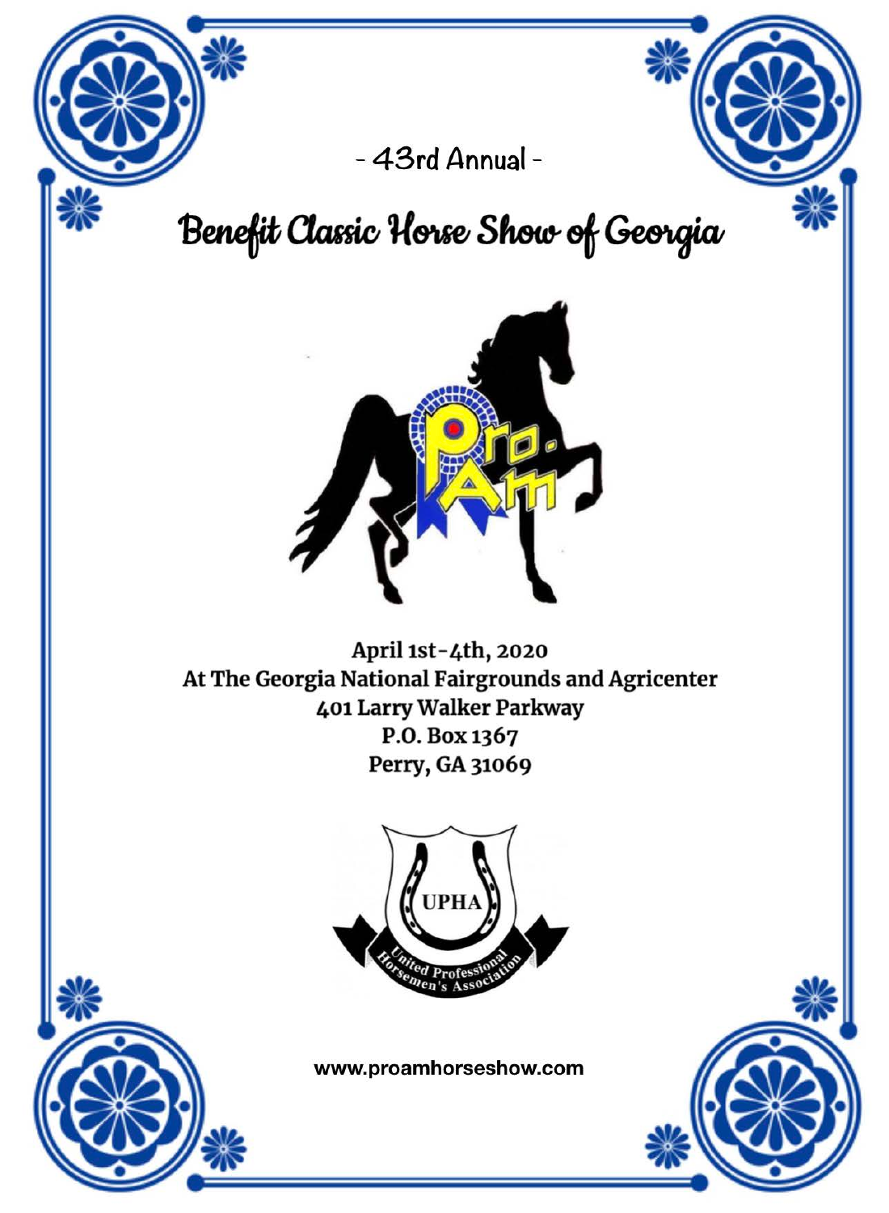- 43rd Annual -

# Benefit Classic Horse Show of Georgia

April 1st-4th, 2020
At The Georgia National Fairgrounds and Agricenter
401 Larry Walker Parkway
P.O. Box 1367
Perry, GA 31069

www.proamhorseshow.com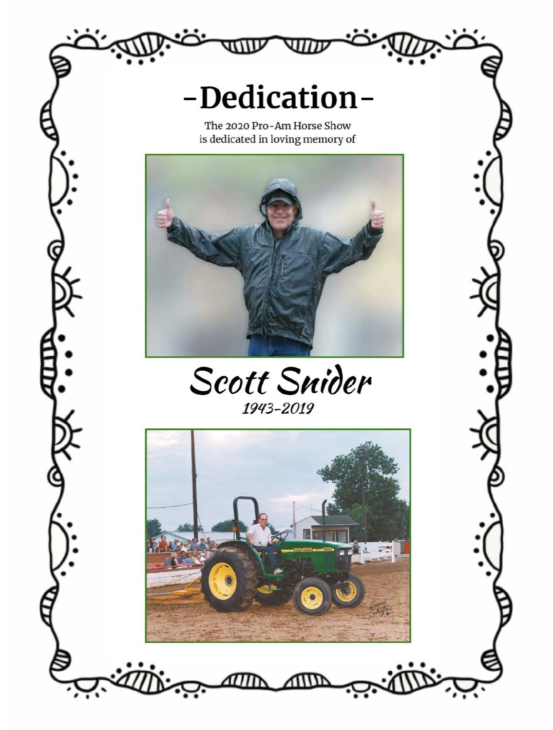# -Dedication-

The 2020 Pro-Am Horse Show
is dedicated in loving memory of

## *Scott Snider*

*1943-2019*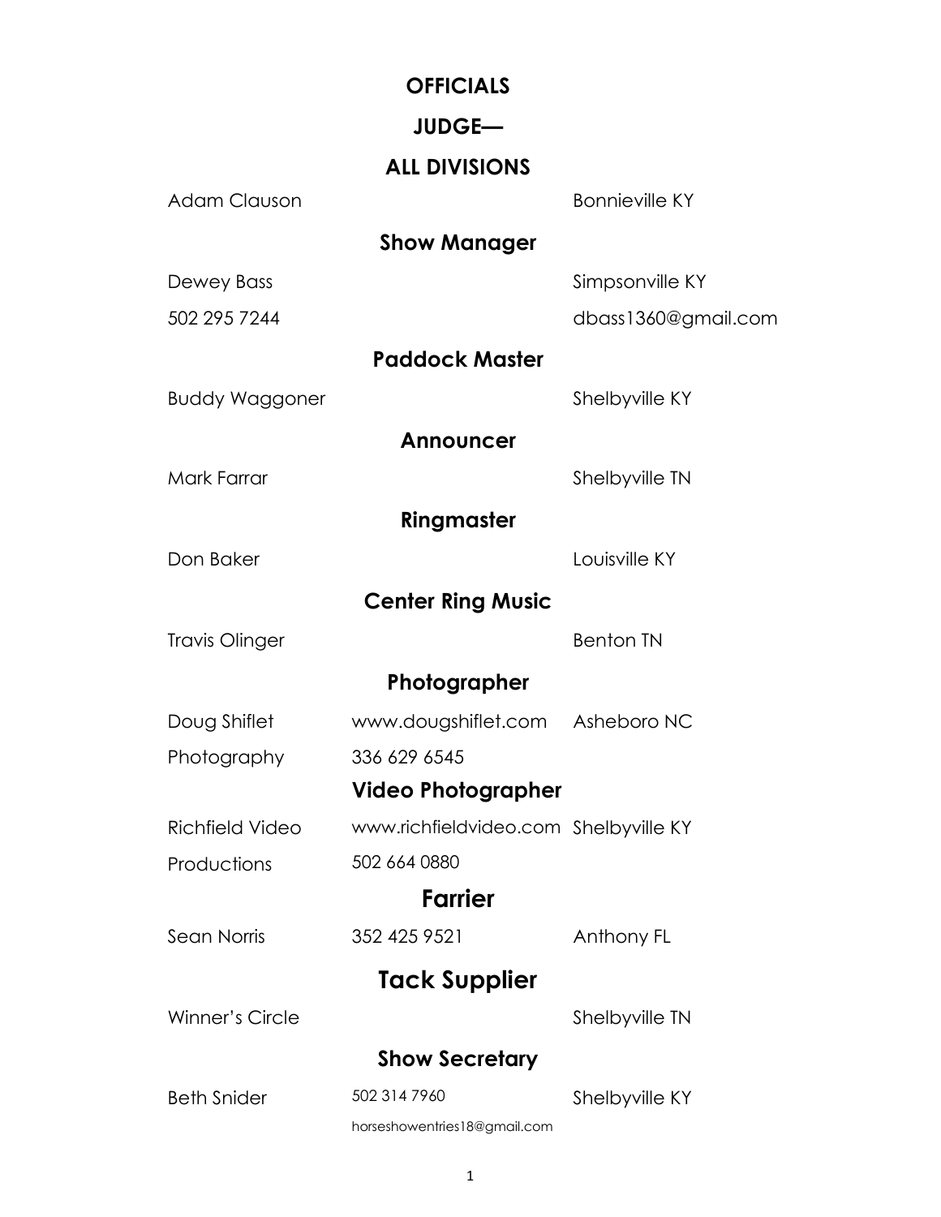# OFFICIALS

## JUDGE—

## ALL DIVISIONS

Adam Clauson — Bonnieville KY

### Show Manager

Dewey Bass — Simpsonville KY

502 295 7244 — dbass1360@gmail.com

### Paddock Master

Buddy Waggoner — Shelbyville KY

### Announcer

Mark Farrar — Shelbyville TN

### Ringmaster

Don Baker — Louisville KY

### Center Ring Music

Travis Olinger — Benton TN

### Photographer

Doug Shiflet Photography — www.dougshiflet.com — 336 629 6545 — Asheboro NC

### Video Photographer

Richfield Video Productions — www.richfieldvideo.com — 502 664 0880 — Shelbyville KY

### Farrier

Sean Norris — 352 425 9521 — Anthony FL

### Tack Supplier

Winner's Circle — Shelbyville TN

### Show Secretary

Beth Snider — 502 314 7960 — horseshowentries18@gmail.com — Shelbyville KY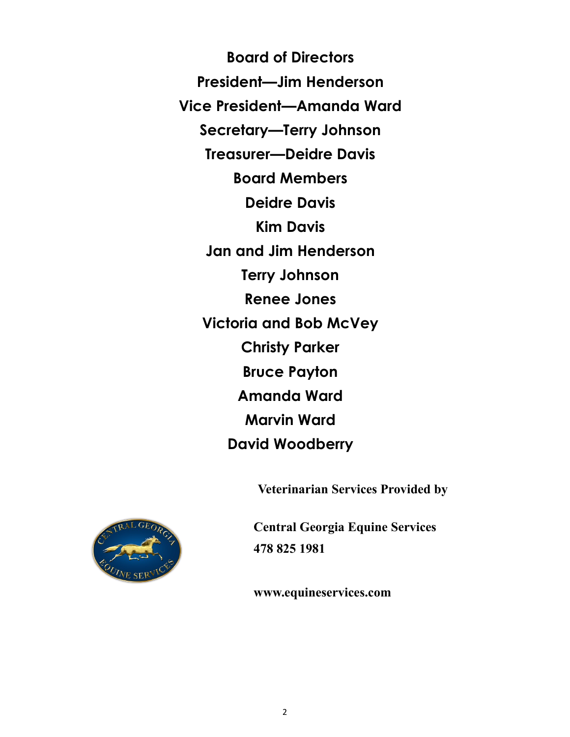# Board of Directors

**President—Jim Henderson**

**Vice President—Amanda Ward**

**Secretary—Terry Johnson**

**Treasurer—Deidre Davis**

## Board Members

**Deidre Davis**

**Kim Davis**

**Jan and Jim Henderson**

**Terry Johnson**

**Renee Jones**

**Victoria and Bob McVey**

**Christy Parker**

**Bruce Payton**

**Amanda Ward**

**Marvin Ward**

**David Woodberry**

**Veterinarian Services Provided by**

**Central Georgia Equine Services**
**478 825 1981**

**www.equineservices.com**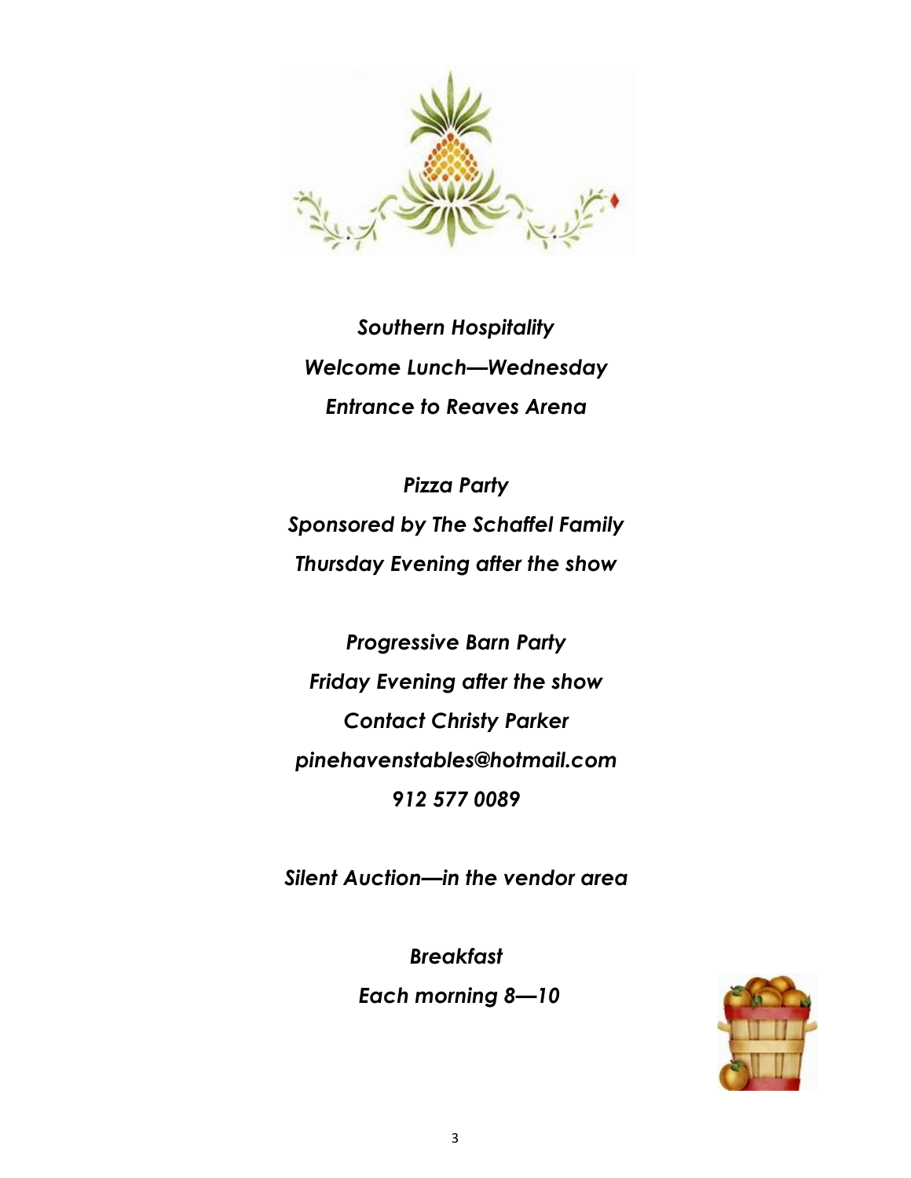*Southern Hospitality*

*Welcome Lunch—Wednesday*

*Entrance to Reaves Arena*

*Pizza Party*

*Sponsored by The Schaffel Family*

*Thursday Evening after the show*

*Progressive Barn Party*

*Friday Evening after the show*

*Contact Christy Parker*

*pinehavenstables@hotmail.com*

*912 577 0089*

*Silent Auction—in the vendor area*

*Breakfast*

*Each morning 8—10*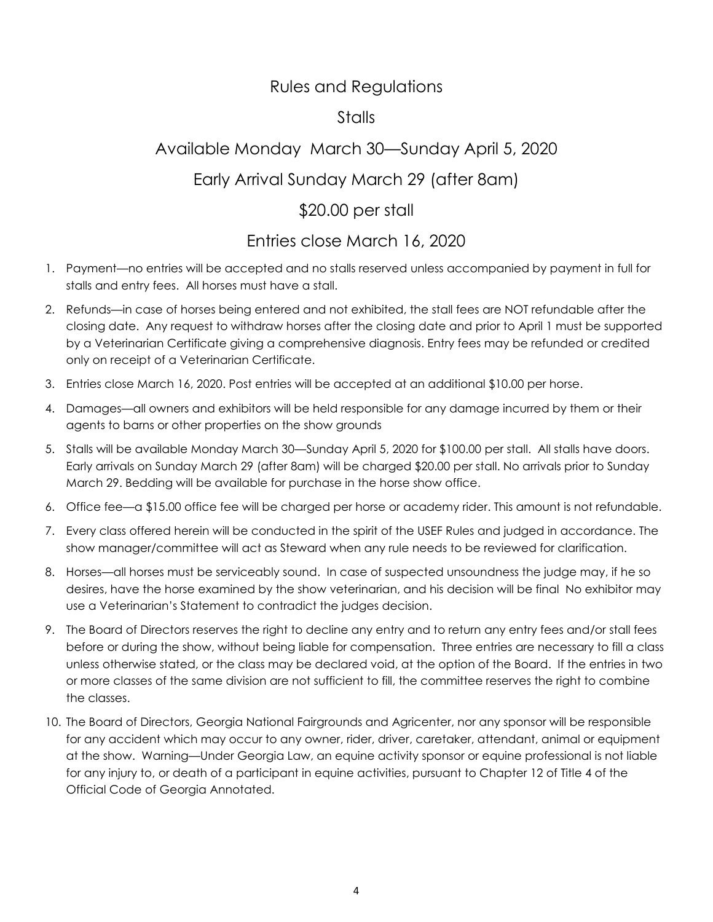# Rules and Regulations

## Stalls

## Available Monday March 30—Sunday April 5, 2020

## Early Arrival Sunday March 29 (after 8am)

## $20.00 per stall

## Entries close March 16, 2020

1. Payment—no entries will be accepted and no stalls reserved unless accompanied by payment in full for stalls and entry fees. All horses must have a stall.
2. Refunds—in case of horses being entered and not exhibited, the stall fees are NOT refundable after the closing date. Any request to withdraw horses after the closing date and prior to April 1 must be supported by a Veterinarian Certificate giving a comprehensive diagnosis. Entry fees may be refunded or credited only on receipt of a Veterinarian Certificate.
3. Entries close March 16, 2020. Post entries will be accepted at an additional $10.00 per horse.
4. Damages—all owners and exhibitors will be held responsible for any damage incurred by them or their agents to barns or other properties on the show grounds
5. Stalls will be available Monday March 30—Sunday April 5, 2020 for $100.00 per stall. All stalls have doors. Early arrivals on Sunday March 29 (after 8am) will be charged $20.00 per stall. No arrivals prior to Sunday March 29. Bedding will be available for purchase in the horse show office.
6. Office fee—a $15.00 office fee will be charged per horse or academy rider. This amount is not refundable.
7. Every class offered herein will be conducted in the spirit of the USEF Rules and judged in accordance. The show manager/committee will act as Steward when any rule needs to be reviewed for clarification.
8. Horses—all horses must be serviceably sound. In case of suspected unsoundness the judge may, if he so desires, have the horse examined by the show veterinarian, and his decision will be final No exhibitor may use a Veterinarian's Statement to contradict the judges decision.
9. The Board of Directors reserves the right to decline any entry and to return any entry fees and/or stall fees before or during the show, without being liable for compensation. Three entries are necessary to fill a class unless otherwise stated, or the class may be declared void, at the option of the Board. If the entries in two or more classes of the same division are not sufficient to fill, the committee reserves the right to combine the classes.
10. The Board of Directors, Georgia National Fairgrounds and Agricenter, nor any sponsor will be responsible for any accident which may occur to any owner, rider, driver, caretaker, attendant, animal or equipment at the show. Warning—Under Georgia Law, an equine activity sponsor or equine professional is not liable for any injury to, or death of a participant in equine activities, pursuant to Chapter 12 of Title 4 of the Official Code of Georgia Annotated.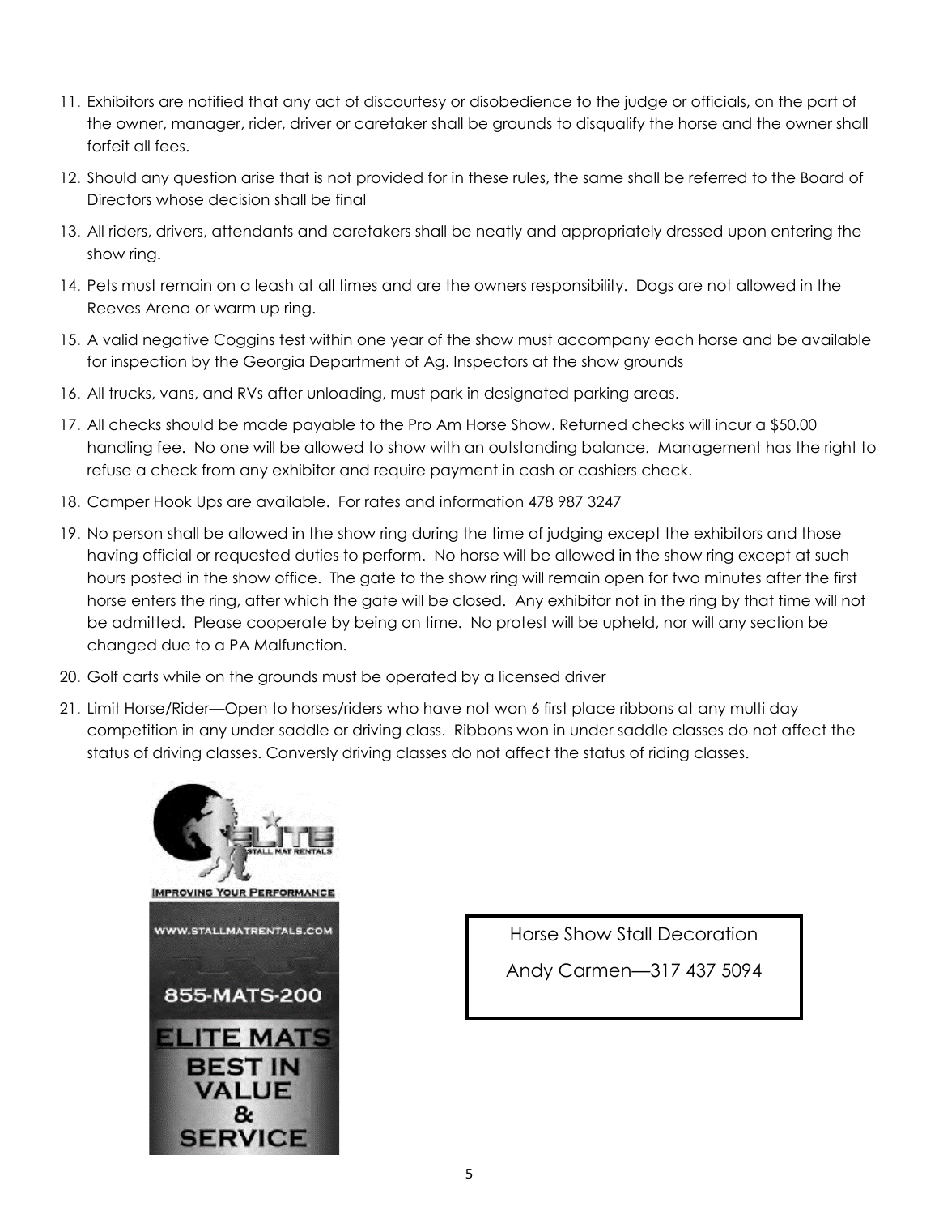11. Exhibitors are notified that any act of discourtesy or disobedience to the judge or officials, on the part of the owner, manager, rider, driver or caretaker shall be grounds to disqualify the horse and the owner shall forfeit all fees.
12. Should any question arise that is not provided for in these rules, the same shall be referred to the Board of Directors whose decision shall be final
13. All riders, drivers, attendants and caretakers shall be neatly and appropriately dressed upon entering the show ring.
14. Pets must remain on a leash at all times and are the owners responsibility. Dogs are not allowed in the Reeves Arena or warm up ring.
15. A valid negative Coggins test within one year of the show must accompany each horse and be available for inspection by the Georgia Department of Ag. Inspectors at the show grounds
16. All trucks, vans, and RVs after unloading, must park in designated parking areas.
17. All checks should be made payable to the Pro Am Horse Show. Returned checks will incur a $50.00 handling fee. No one will be allowed to show with an outstanding balance. Management has the right to refuse a check from any exhibitor and require payment in cash or cashiers check.
18. Camper Hook Ups are available. For rates and information 478 987 3247
19. No person shall be allowed in the show ring during the time of judging except the exhibitors and those having official or requested duties to perform. No horse will be allowed in the show ring except at such hours posted in the show office. The gate to the show ring will remain open for two minutes after the first horse enters the ring, after which the gate will be closed. Any exhibitor not in the ring by that time will not be admitted. Please cooperate by being on time. No protest will be upheld, nor will any section be changed due to a PA Malfunction.
20. Golf carts while on the grounds must be operated by a licensed driver
21. Limit Horse/Rider—Open to horses/riders who have not won 6 first place ribbons at any multi day competition in any under saddle or driving class. Ribbons won in under saddle classes do not affect the status of driving classes. Conversly driving classes do not affect the status of riding classes.

ELITE STALL MAT RENTALS

IMPROVING YOUR PERFORMANCE

WWW.STALLMATRENTALS.COM

855-MATS-200

ELITE MATS BEST IN VALUE & SERVICE

Horse Show Stall Decoration

Andy Carmen—317 437 5094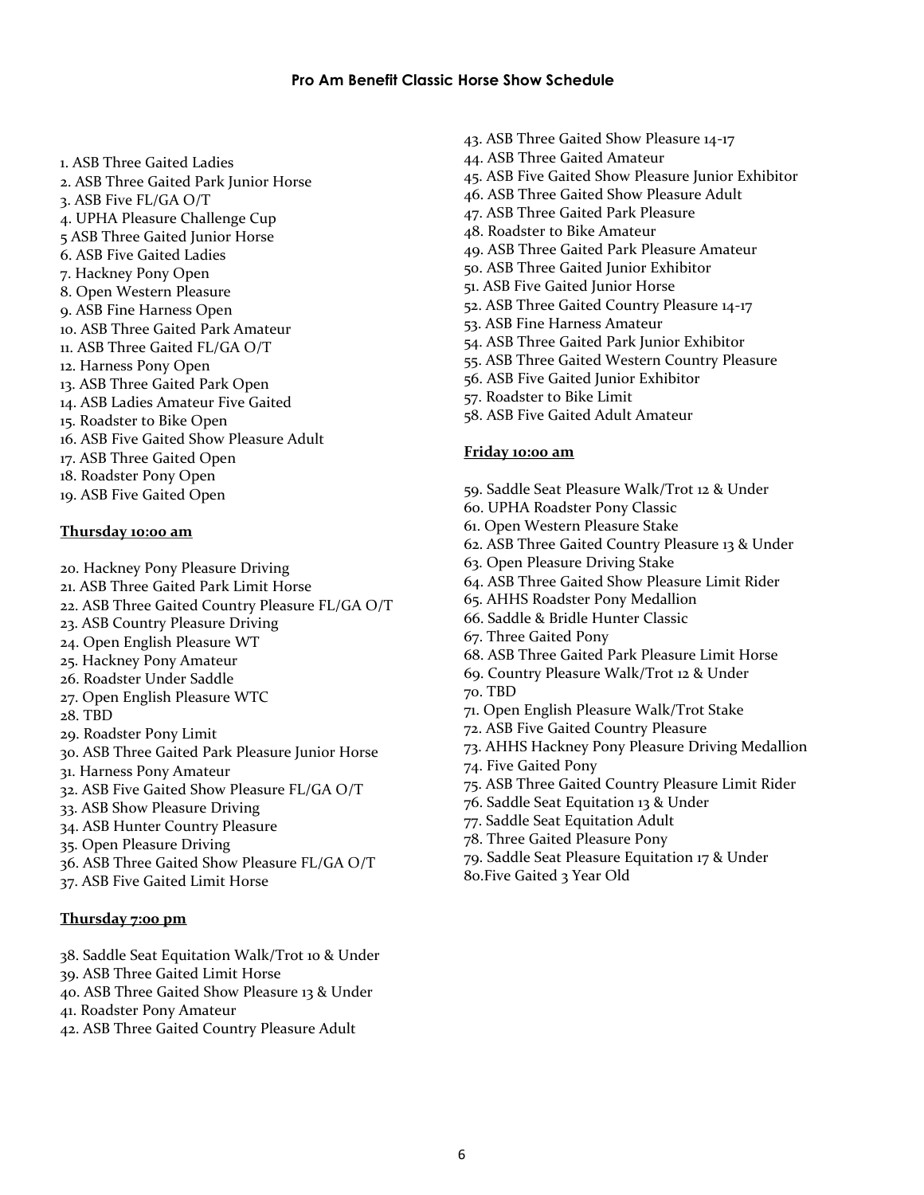## Pro Am Benefit Classic Horse Show Schedule

1. ASB Three Gaited Ladies
2. ASB Three Gaited Park Junior Horse
3. ASB Five FL/GA O/T
4. UPHA Pleasure Challenge Cup
5 ASB Three Gaited Junior Horse
6. ASB Five Gaited Ladies
7. Hackney Pony Open
8. Open Western Pleasure
9. ASB Fine Harness Open
10. ASB Three Gaited Park Amateur
11. ASB Three Gaited FL/GA O/T
12. Harness Pony Open
13. ASB Three Gaited Park Open
14. ASB Ladies Amateur Five Gaited
15. Roadster to Bike Open
16. ASB Five Gaited Show Pleasure Adult
17. ASB Three Gaited Open
18. Roadster Pony Open
19. ASB Five Gaited Open

**Thursday 10:00 am**

20. Hackney Pony Pleasure Driving
21. ASB Three Gaited Park Limit Horse
22. ASB Three Gaited Country Pleasure FL/GA O/T
23. ASB Country Pleasure Driving
24. Open English Pleasure WT
25. Hackney Pony Amateur
26. Roadster Under Saddle
27. Open English Pleasure WTC
28. TBD
29. Roadster Pony Limit
30. ASB Three Gaited Park Pleasure Junior Horse
31. Harness Pony Amateur
32. ASB Five Gaited Show Pleasure FL/GA O/T
33. ASB Show Pleasure Driving
34. ASB Hunter Country Pleasure
35. Open Pleasure Driving
36. ASB Three Gaited Show Pleasure FL/GA O/T
37. ASB Five Gaited Limit Horse

**Thursday 7:00 pm**

38. Saddle Seat Equitation Walk/Trot 10 & Under
39. ASB Three Gaited Limit Horse
40. ASB Three Gaited Show Pleasure 13 & Under
41. Roadster Pony Amateur
42. ASB Three Gaited Country Pleasure Adult
43. ASB Three Gaited Show Pleasure 14-17
44. ASB Three Gaited Amateur
45. ASB Five Gaited Show Pleasure Junior Exhibitor
46. ASB Three Gaited Show Pleasure Adult
47. ASB Three Gaited Park Pleasure
48. Roadster to Bike Amateur
49. ASB Three Gaited Park Pleasure Amateur
50. ASB Three Gaited Junior Exhibitor
51. ASB Five Gaited Junior Horse
52. ASB Three Gaited Country Pleasure 14-17
53. ASB Fine Harness Amateur
54. ASB Three Gaited Park Junior Exhibitor
55. ASB Three Gaited Western Country Pleasure
56. ASB Five Gaited Junior Exhibitor
57. Roadster to Bike Limit
58. ASB Five Gaited Adult Amateur

**Friday 10:00 am**

59. Saddle Seat Pleasure Walk/Trot 12 & Under
60. UPHA Roadster Pony Classic
61. Open Western Pleasure Stake
62. ASB Three Gaited Country Pleasure 13 & Under
63. Open Pleasure Driving Stake
64. ASB Three Gaited Show Pleasure Limit Rider
65. AHHS Roadster Pony Medallion
66. Saddle & Bridle Hunter Classic
67. Three Gaited Pony
68. ASB Three Gaited Park Pleasure Limit Horse
69. Country Pleasure Walk/Trot 12 & Under
70. TBD
71. Open English Pleasure Walk/Trot Stake
72. ASB Five Gaited Country Pleasure
73. AHHS Hackney Pony Pleasure Driving Medallion
74. Five Gaited Pony
75. ASB Three Gaited Country Pleasure Limit Rider
76. Saddle Seat Equitation 13 & Under
77. Saddle Seat Equitation Adult
78. Three Gaited Pleasure Pony
79. Saddle Seat Pleasure Equitation 17 & Under
80.Five Gaited 3 Year Old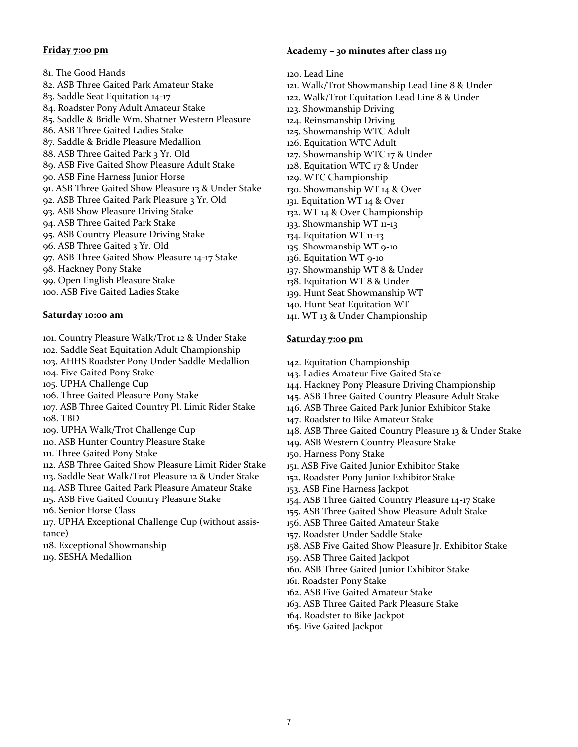**Friday 7:00 pm**

81. The Good Hands
82. ASB Three Gaited Park Amateur Stake
83. Saddle Seat Equitation 14-17
84. Roadster Pony Adult Amateur Stake
85. Saddle & Bridle Wm. Shatner Western Pleasure
86. ASB Three Gaited Ladies Stake
87. Saddle & Bridle Pleasure Medallion
88. ASB Three Gaited Park 3 Yr. Old
89. ASB Five Gaited Show Pleasure Adult Stake
90. ASB Fine Harness Junior Horse
91. ASB Three Gaited Show Pleasure 13 & Under Stake
92. ASB Three Gaited Park Pleasure 3 Yr. Old
93. ASB Show Pleasure Driving Stake
94. ASB Three Gaited Park Stake
95. ASB Country Pleasure Driving Stake
96. ASB Three Gaited 3 Yr. Old
97. ASB Three Gaited Show Pleasure 14-17 Stake
98. Hackney Pony Stake
99. Open English Pleasure Stake
100. ASB Five Gaited Ladies Stake

**Saturday 10:00 am**

101. Country Pleasure Walk/Trot 12 & Under Stake
102. Saddle Seat Equitation Adult Championship
103. AHHS Roadster Pony Under Saddle Medallion
104. Five Gaited Pony Stake
105. UPHA Challenge Cup
106. Three Gaited Pleasure Pony Stake
107. ASB Three Gaited Country Pl. Limit Rider Stake
108. TBD
109. UPHA Walk/Trot Challenge Cup
110. ASB Hunter Country Pleasure Stake
111. Three Gaited Pony Stake
112. ASB Three Gaited Show Pleasure Limit Rider Stake
113. Saddle Seat Walk/Trot Pleasure 12 & Under Stake
114. ASB Three Gaited Park Pleasure Amateur Stake
115. ASB Five Gaited Country Pleasure Stake
116. Senior Horse Class
117. UPHA Exceptional Challenge Cup (without assistance)
118. Exceptional Showmanship
119. SESHA Medallion

**Academy – 30 minutes after class 119**

120. Lead Line
121. Walk/Trot Showmanship Lead Line 8 & Under
122. Walk/Trot Equitation Lead Line 8 & Under
123. Showmanship Driving
124. Reinsmanship Driving
125. Showmanship WTC Adult
126. Equitation WTC Adult
127. Showmanship WTC 17 & Under
128. Equitation WTC 17 & Under
129. WTC Championship
130. Showmanship WT 14 & Over
131. Equitation WT 14 & Over
132. WT 14 & Over Championship
133. Showmanship WT 11-13
134. Equitation WT 11-13
135. Showmanship WT 9-10
136. Equitation WT 9-10
137. Showmanship WT 8 & Under
138. Equitation WT 8 & Under
139. Hunt Seat Showmanship WT
140. Hunt Seat Equitation WT
141. WT 13 & Under Championship

**Saturday 7:00 pm**

142. Equitation Championship
143. Ladies Amateur Five Gaited Stake
144. Hackney Pony Pleasure Driving Championship
145. ASB Three Gaited Country Pleasure Adult Stake
146. ASB Three Gaited Park Junior Exhibitor Stake
147. Roadster to Bike Amateur Stake
148. ASB Three Gaited Country Pleasure 13 & Under Stake
149. ASB Western Country Pleasure Stake
150. Harness Pony Stake
151. ASB Five Gaited Junior Exhibitor Stake
152. Roadster Pony Junior Exhibitor Stake
153. ASB Fine Harness Jackpot
154. ASB Three Gaited Country Pleasure 14-17 Stake
155. ASB Three Gaited Show Pleasure Adult Stake
156. ASB Three Gaited Amateur Stake
157. Roadster Under Saddle Stake
158. ASB Five Gaited Show Pleasure Jr. Exhibitor Stake
159. ASB Three Gaited Jackpot
160. ASB Three Gaited Junior Exhibitor Stake
161. Roadster Pony Stake
162. ASB Five Gaited Amateur Stake
163. ASB Three Gaited Park Pleasure Stake
164. Roadster to Bike Jackpot
165. Five Gaited Jackpot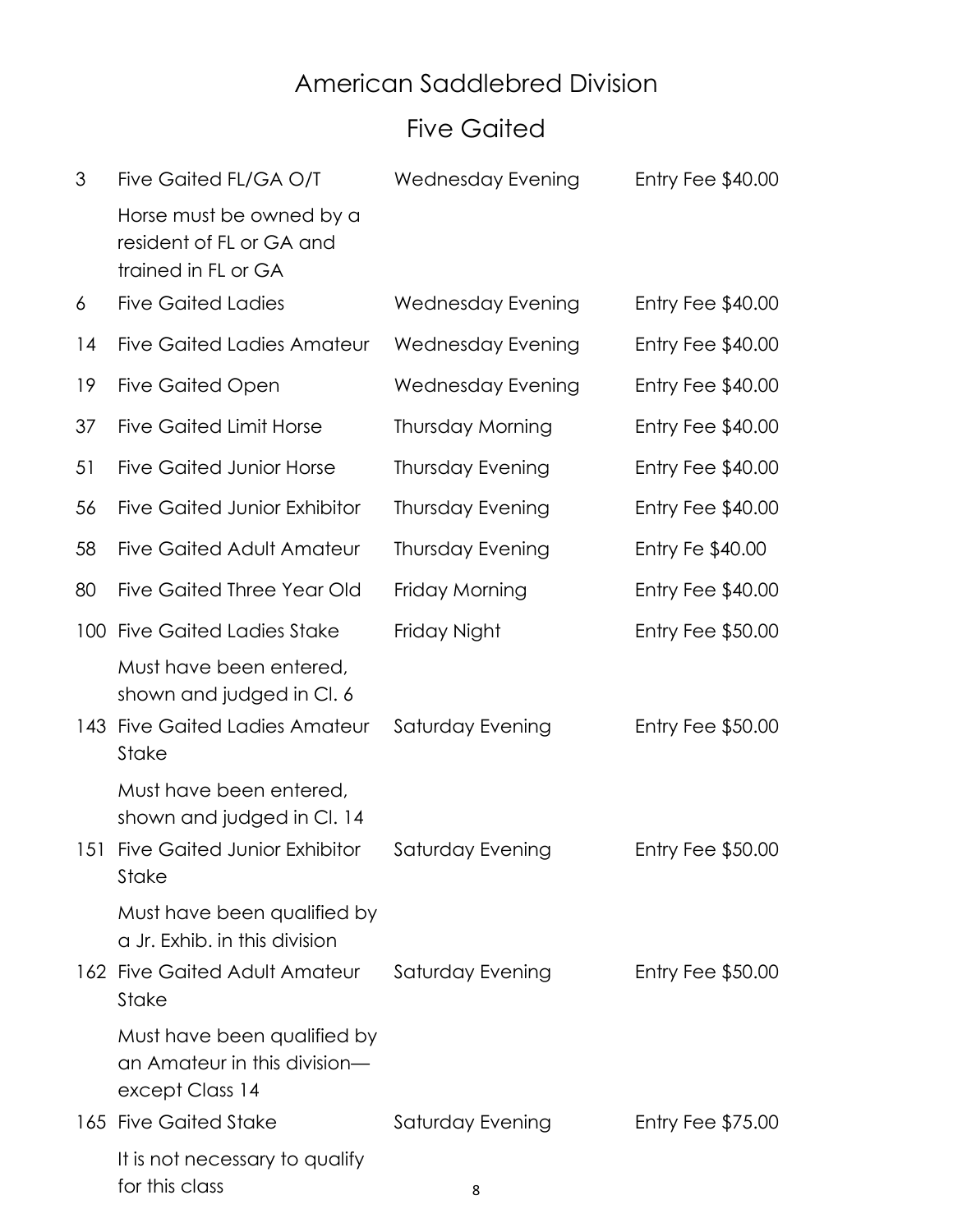# American Saddlebred Division

## Five Gaited

| | | | |
|---|---|---|---|
| 3 | Five Gaited FL/GA O/T | Wednesday Evening | Entry Fee $40.00 |
| | Horse must be owned by a resident of FL or GA and trained in FL or GA | | |
| 6 | Five Gaited Ladies | Wednesday Evening | Entry Fee $40.00 |
| 14 | Five Gaited Ladies Amateur | Wednesday Evening | Entry Fee $40.00 |
| 19 | Five Gaited Open | Wednesday Evening | Entry Fee $40.00 |
| 37 | Five Gaited Limit Horse | Thursday Morning | Entry Fee $40.00 |
| 51 | Five Gaited Junior Horse | Thursday Evening | Entry Fee $40.00 |
| 56 | Five Gaited Junior Exhibitor | Thursday Evening | Entry Fee $40.00 |
| 58 | Five Gaited Adult Amateur | Thursday Evening | Entry Fe $40.00 |
| 80 | Five Gaited Three Year Old | Friday Morning | Entry Fee $40.00 |
| 100 | Five Gaited Ladies Stake | Friday Night | Entry Fee $50.00 |
| | Must have been entered, shown and judged in Cl. 6 | | |
| 143 | Five Gaited Ladies Amateur Stake | Saturday Evening | Entry Fee $50.00 |
| | Must have been entered, shown and judged in Cl. 14 | | |
| 151 | Five Gaited Junior Exhibitor Stake | Saturday Evening | Entry Fee $50.00 |
| | Must have been qualified by a Jr. Exhib. in this division | | |
| 162 | Five Gaited Adult Amateur Stake | Saturday Evening | Entry Fee $50.00 |
| | Must have been qualified by an Amateur in this division— except Class 14 | | |
| 165 | Five Gaited Stake | Saturday Evening | Entry Fee $75.00 |
| | It is not necessary to qualify for this class | | |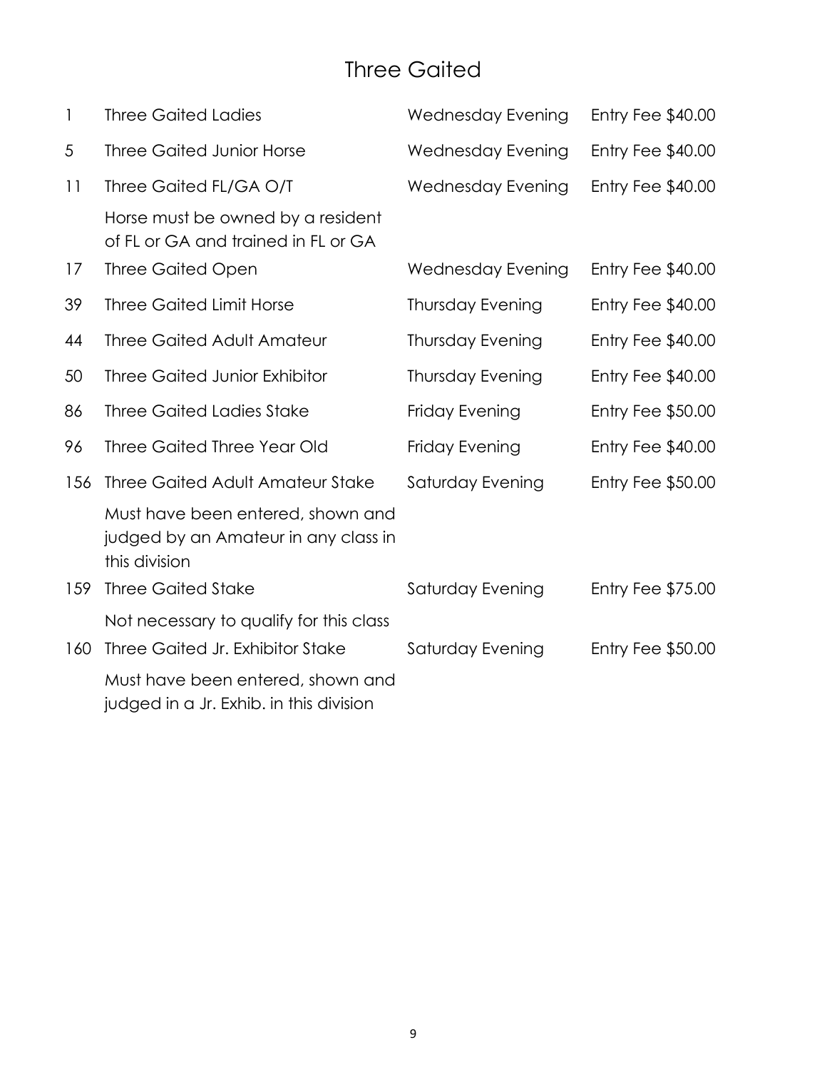# Three Gaited

| | | | |
|---|---|---|---|
| 1 | Three Gaited Ladies | Wednesday Evening | Entry Fee $40.00 |
| 5 | Three Gaited Junior Horse | Wednesday Evening | Entry Fee $40.00 |
| 11 | Three Gaited FL/GA O/T<br>Horse must be owned by a resident of FL or GA and trained in FL or GA | Wednesday Evening | Entry Fee $40.00 |
| 17 | Three Gaited Open | Wednesday Evening | Entry Fee $40.00 |
| 39 | Three Gaited Limit Horse | Thursday Evening | Entry Fee $40.00 |
| 44 | Three Gaited Adult Amateur | Thursday Evening | Entry Fee $40.00 |
| 50 | Three Gaited Junior Exhibitor | Thursday Evening | Entry Fee $40.00 |
| 86 | Three Gaited Ladies Stake | Friday Evening | Entry Fee $50.00 |
| 96 | Three Gaited Three Year Old | Friday Evening | Entry Fee $40.00 |
| 156 | Three Gaited Adult Amateur Stake<br>Must have been entered, shown and judged by an Amateur in any class in this division | Saturday Evening | Entry Fee $50.00 |
| 159 | Three Gaited Stake<br>Not necessary to qualify for this class | Saturday Evening | Entry Fee $75.00 |
| 160 | Three Gaited Jr. Exhibitor Stake<br>Must have been entered, shown and judged in a Jr. Exhib. in this division | Saturday Evening | Entry Fee $50.00 |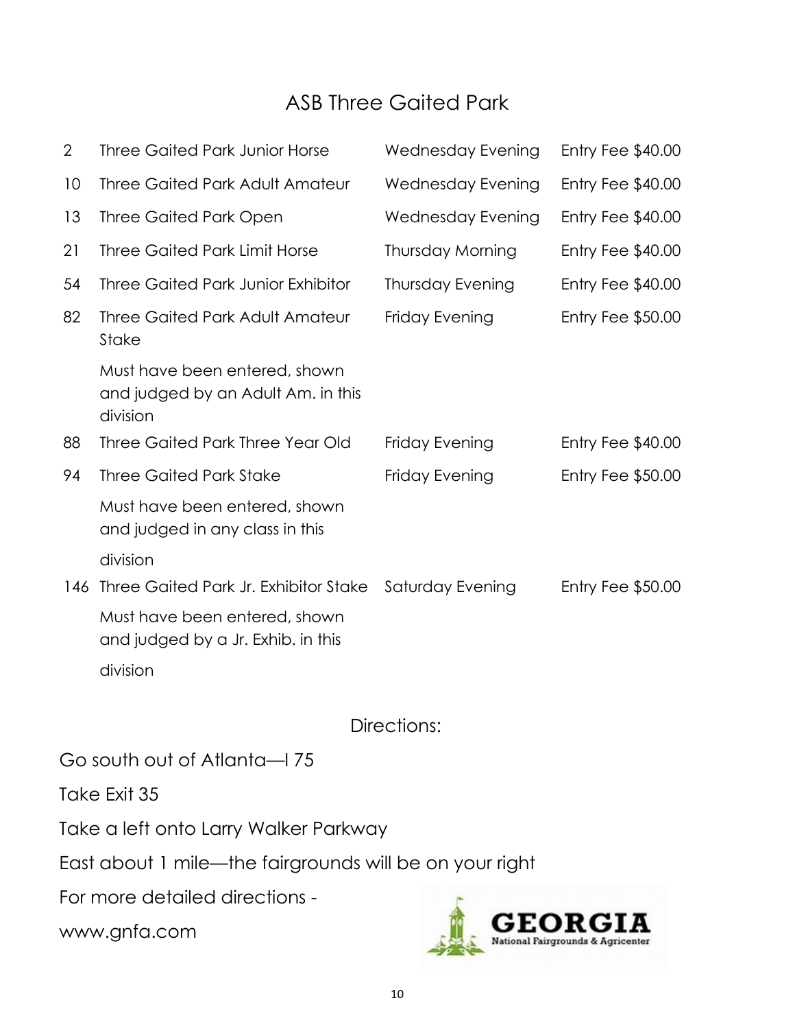## ASB Three Gaited Park

| | | | |
|---|---|---|---|
| 2 | Three Gaited Park Junior Horse | Wednesday Evening | Entry Fee $40.00 |
| 10 | Three Gaited Park Adult Amateur | Wednesday Evening | Entry Fee $40.00 |
| 13 | Three Gaited Park Open | Wednesday Evening | Entry Fee $40.00 |
| 21 | Three Gaited Park Limit Horse | Thursday Morning | Entry Fee $40.00 |
| 54 | Three Gaited Park Junior Exhibitor | Thursday Evening | Entry Fee $40.00 |
| 82 | Three Gaited Park Adult Amateur Stake | Friday Evening | Entry Fee $50.00 |
| | Must have been entered, shown and judged by an Adult Am. in this division | | |
| 88 | Three Gaited Park Three Year Old | Friday Evening | Entry Fee $40.00 |
| 94 | Three Gaited Park Stake | Friday Evening | Entry Fee $50.00 |
| | Must have been entered, shown and judged in any class in this division | | |
| 146 | Three Gaited Park Jr. Exhibitor Stake | Saturday Evening | Entry Fee $50.00 |
| | Must have been entered, shown and judged by a Jr. Exhib. in this division | | |

### Directions:

Go south out of Atlanta—I 75

Take Exit 35

Take a left onto Larry Walker Parkway

East about 1 mile—the fairgrounds will be on your right

For more detailed directions -

www.gnfa.com

GEORGIA National Fairgrounds & Agricenter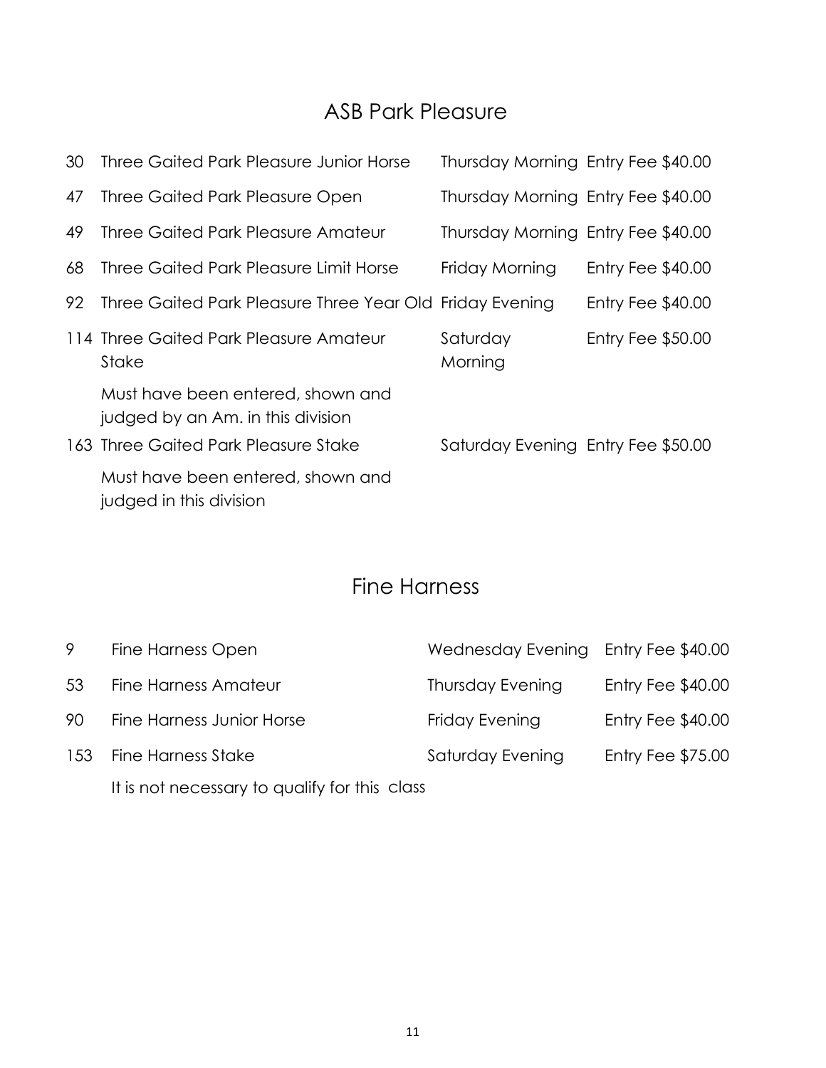## ASB Park Pleasure

| | | | |
|---|---|---|---|
| 30 | Three Gaited Park Pleasure Junior Horse | Thursday Morning | Entry Fee $40.00 |
| 47 | Three Gaited Park Pleasure Open | Thursday Morning | Entry Fee $40.00 |
| 49 | Three Gaited Park Pleasure Amateur | Thursday Morning | Entry Fee $40.00 |
| 68 | Three Gaited Park Pleasure Limit Horse | Friday Morning | Entry Fee $40.00 |
| 92 | Three Gaited Park Pleasure Three Year Old | Friday Evening | Entry Fee $40.00 |
| 114 | Three Gaited Park Pleasure Amateur Stake | Saturday Morning | Entry Fee $50.00 |
| | Must have been entered, shown and judged by an Am. in this division | | |
| 163 | Three Gaited Park Pleasure Stake | Saturday Evening | Entry Fee $50.00 |
| | Must have been entered, shown and judged in this division | | |

## Fine Harness

| | | | |
|---|---|---|---|
| 9 | Fine Harness Open | Wednesday Evening | Entry Fee $40.00 |
| 53 | Fine Harness Amateur | Thursday Evening | Entry Fee $40.00 |
| 90 | Fine Harness Junior Horse | Friday Evening | Entry Fee $40.00 |
| 153 | Fine Harness Stake | Saturday Evening | Entry Fee $75.00 |
| | It is not necessary to qualify for this class | | |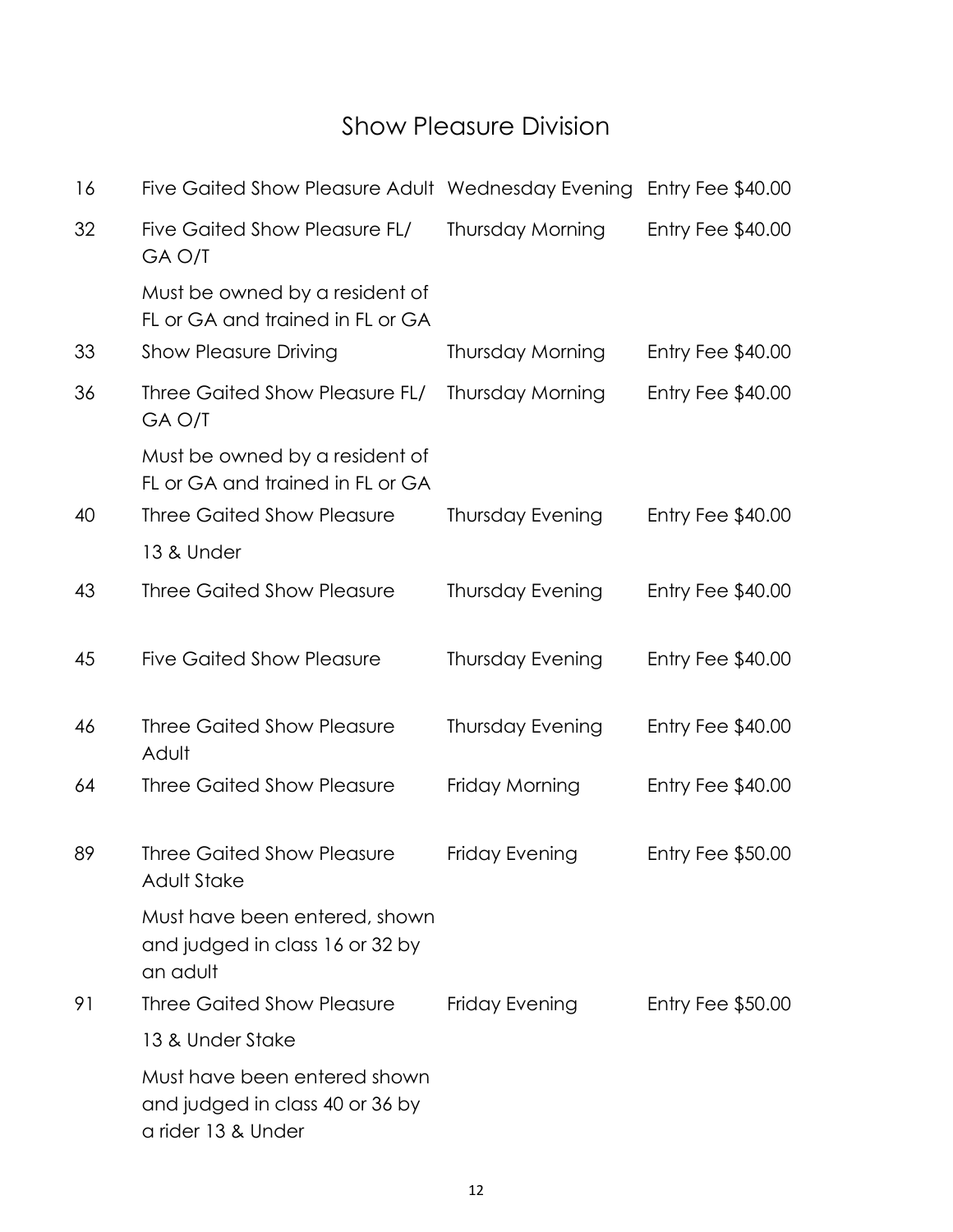# Show Pleasure Division

| | | | |
|---|---|---|---|
| 16 | Five Gaited Show Pleasure Adult | Wednesday Evening | Entry Fee $40.00 |
| 32 | Five Gaited Show Pleasure FL/ GA O/T<br>Must be owned by a resident of FL or GA and trained in FL or GA | Thursday Morning | Entry Fee $40.00 |
| 33 | Show Pleasure Driving | Thursday Morning | Entry Fee $40.00 |
| 36 | Three Gaited Show Pleasure FL/ GA O/T<br>Must be owned by a resident of FL or GA and trained in FL or GA | Thursday Morning | Entry Fee $40.00 |
| 40 | Three Gaited Show Pleasure<br>13 & Under | Thursday Evening | Entry Fee $40.00 |
| 43 | Three Gaited Show Pleasure | Thursday Evening | Entry Fee $40.00 |
| 45 | Five Gaited Show Pleasure | Thursday Evening | Entry Fee $40.00 |
| 46 | Three Gaited Show Pleasure Adult | Thursday Evening | Entry Fee $40.00 |
| 64 | Three Gaited Show Pleasure | Friday Morning | Entry Fee $40.00 |
| 89 | Three Gaited Show Pleasure Adult Stake<br>Must have been entered, shown and judged in class 16 or 32 by an adult | Friday Evening | Entry Fee $50.00 |
| 91 | Three Gaited Show Pleasure<br>13 & Under Stake<br>Must have been entered shown and judged in class 40 or 36 by a rider 13 & Under | Friday Evening | Entry Fee $50.00 |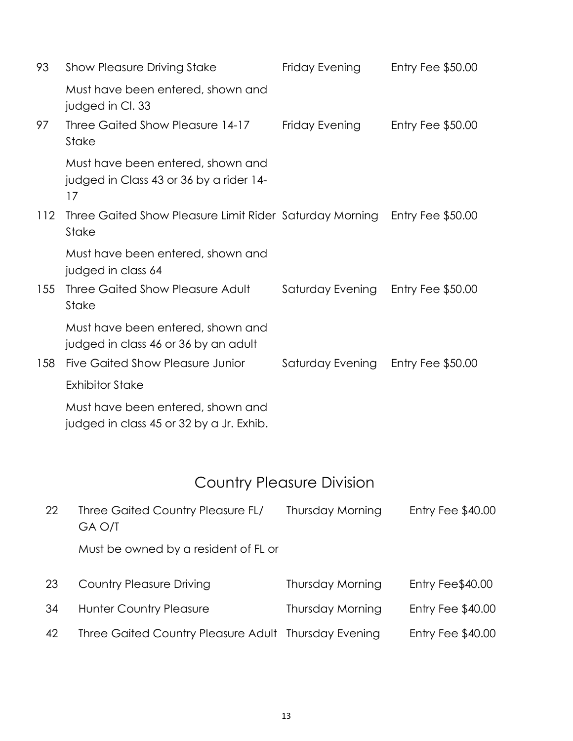| | | | |
|---|---|---|---|
| 93 | Show Pleasure Driving Stake | Friday Evening | Entry Fee $50.00 |
| | Must have been entered, shown and judged in Cl. 33 | | |
| 97 | Three Gaited Show Pleasure 14-17 Stake | Friday Evening | Entry Fee $50.00 |
| | Must have been entered, shown and judged in Class 43 or 36 by a rider 14-17 | | |
| 112 | Three Gaited Show Pleasure Limit Rider Stake | Saturday Morning | Entry Fee $50.00 |
| | Must have been entered, shown and judged in class 64 | | |
| 155 | Three Gaited Show Pleasure Adult Stake | Saturday Evening | Entry Fee $50.00 |
| | Must have been entered, shown and judged in class 46 or 36 by an adult | | |
| 158 | Five Gaited Show Pleasure Junior Exhibitor Stake | Saturday Evening | Entry Fee $50.00 |
| | Must have been entered, shown and judged in class 45 or 32 by a Jr. Exhib. | | |

## Country Pleasure Division

| | | | |
|---|---|---|---|
| 22 | Three Gaited Country Pleasure FL/ GA O/T | Thursday Morning | Entry Fee $40.00 |
| | Must be owned by a resident of FL or | | |
| 23 | Country Pleasure Driving | Thursday Morning | Entry Fee$40.00 |
| 34 | Hunter Country Pleasure | Thursday Morning | Entry Fee $40.00 |
| 42 | Three Gaited Country Pleasure Adult | Thursday Evening | Entry Fee $40.00 |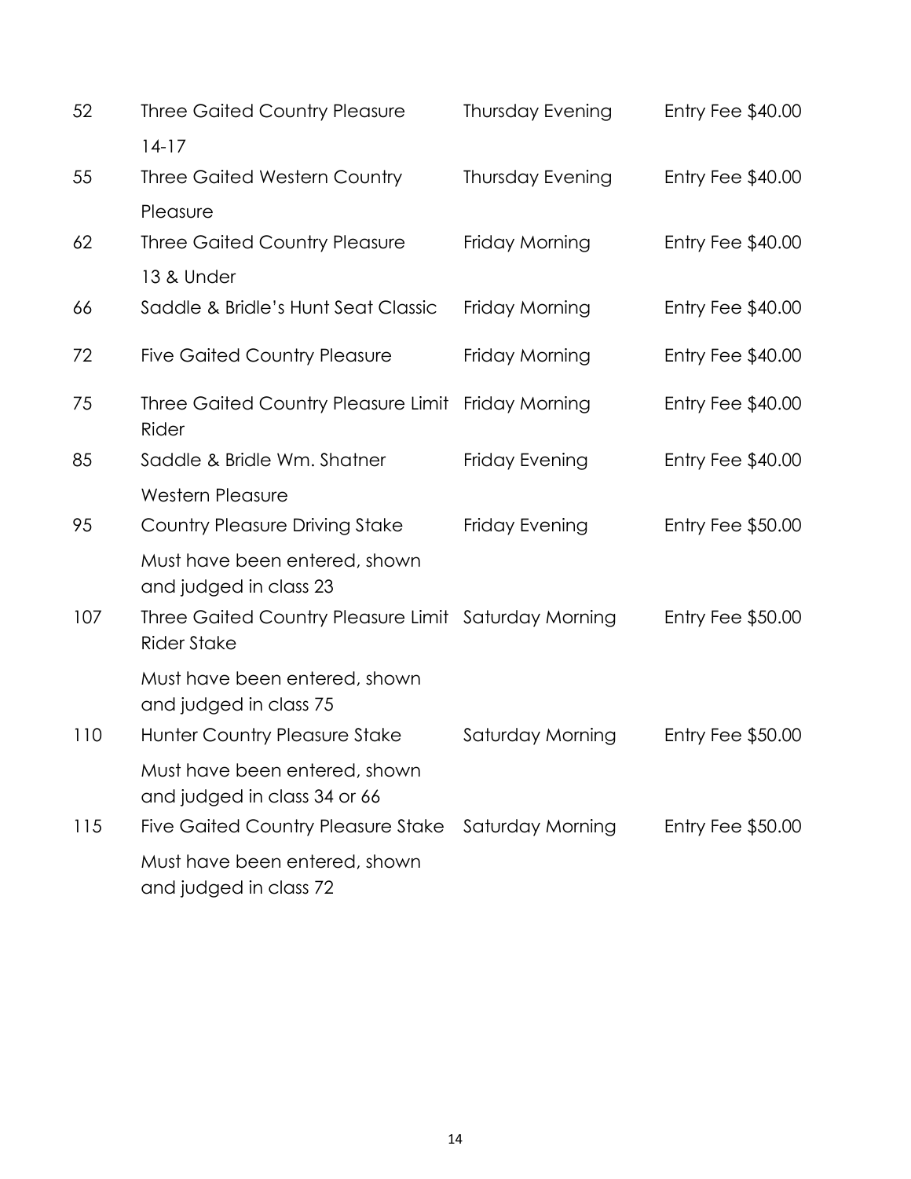| | | | |
|---|---|---|---|
| 52 | Three Gaited Country Pleasure 14-17 | Thursday Evening | Entry Fee $40.00 |
| 55 | Three Gaited Western Country Pleasure | Thursday Evening | Entry Fee $40.00 |
| 62 | Three Gaited Country Pleasure 13 & Under | Friday Morning | Entry Fee $40.00 |
| 66 | Saddle & Bridle's Hunt Seat Classic | Friday Morning | Entry Fee $40.00 |
| 72 | Five Gaited Country Pleasure | Friday Morning | Entry Fee $40.00 |
| 75 | Three Gaited Country Pleasure Limit Rider | Friday Morning | Entry Fee $40.00 |
| 85 | Saddle & Bridle Wm. Shatner Western Pleasure | Friday Evening | Entry Fee $40.00 |
| 95 | Country Pleasure Driving Stake<br>Must have been entered, shown and judged in class 23 | Friday Evening | Entry Fee $50.00 |
| 107 | Three Gaited Country Pleasure Limit Rider Stake<br>Must have been entered, shown and judged in class 75 | Saturday Morning | Entry Fee $50.00 |
| 110 | Hunter Country Pleasure Stake<br>Must have been entered, shown and judged in class 34 or 66 | Saturday Morning | Entry Fee $50.00 |
| 115 | Five Gaited Country Pleasure Stake<br>Must have been entered, shown and judged in class 72 | Saturday Morning | Entry Fee $50.00 |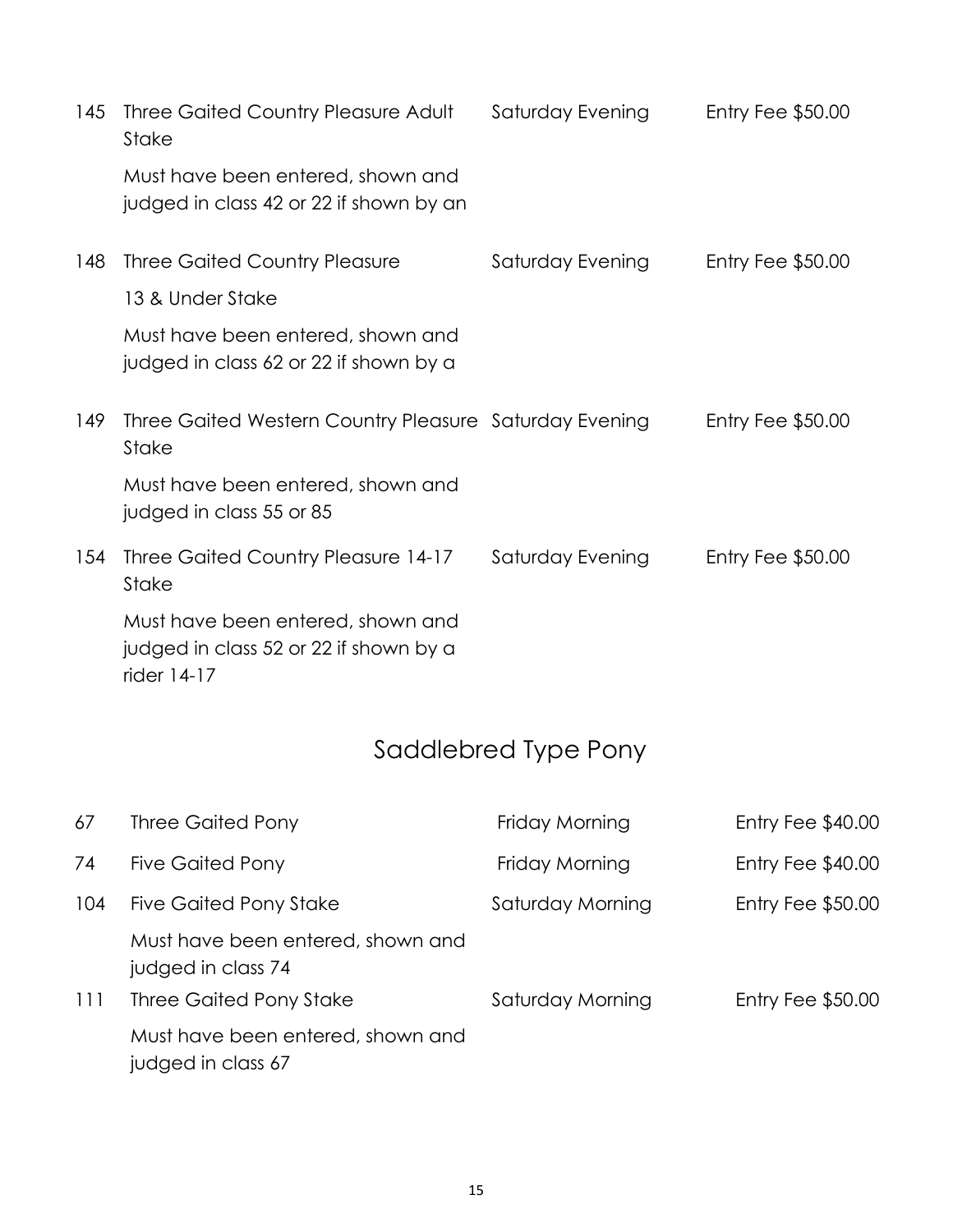| | | | |
|---|---|---|---|
| 145 | Three Gaited Country Pleasure Adult Stake | Saturday Evening | Entry Fee $50.00 |
| | Must have been entered, shown and judged in class 42 or 22 if shown by an | | |
| 148 | Three Gaited Country Pleasure 13 & Under Stake | Saturday Evening | Entry Fee $50.00 |
| | Must have been entered, shown and judged in class 62 or 22 if shown by a | | |
| 149 | Three Gaited Western Country Pleasure Stake | Saturday Evening | Entry Fee $50.00 |
| | Must have been entered, shown and judged in class 55 or 85 | | |
| 154 | Three Gaited Country Pleasure 14-17 Stake | Saturday Evening | Entry Fee $50.00 |
| | Must have been entered, shown and judged in class 52 or 22 if shown by a rider 14-17 | | |

## Saddlebred Type Pony

| | | | |
|---|---|---|---|
| 67 | Three Gaited Pony | Friday Morning | Entry Fee $40.00 |
| 74 | Five Gaited Pony | Friday Morning | Entry Fee $40.00 |
| 104 | Five Gaited Pony Stake | Saturday Morning | Entry Fee $50.00 |
| | Must have been entered, shown and judged in class 74 | | |
| 111 | Three Gaited Pony Stake | Saturday Morning | Entry Fee $50.00 |
| | Must have been entered, shown and judged in class 67 | | |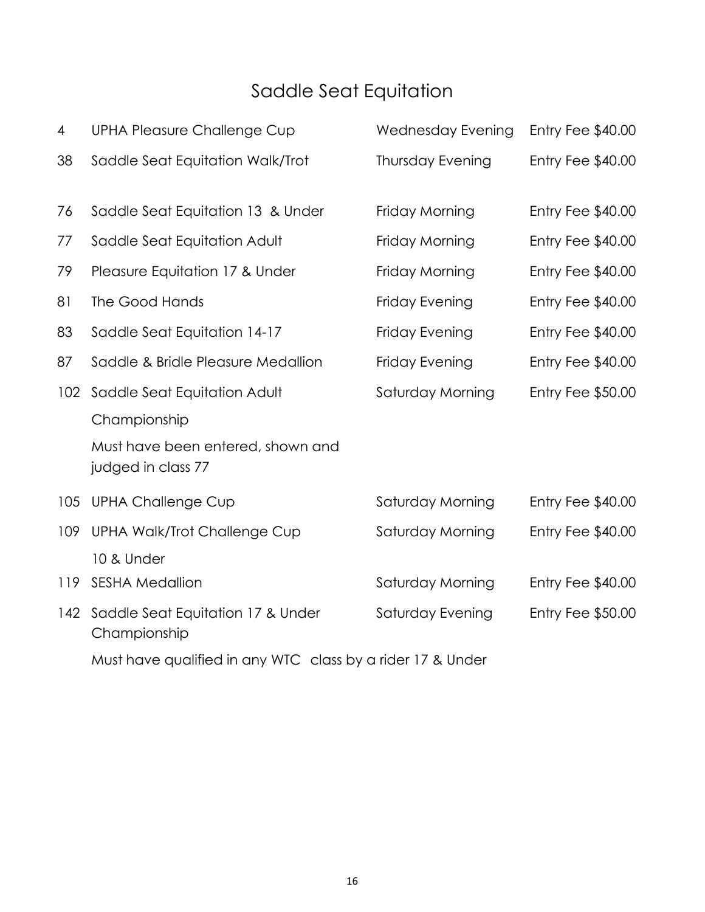# Saddle Seat Equitation

| | | | |
|---|---|---|---|
| 4 | UPHA Pleasure Challenge Cup | Wednesday Evening | Entry Fee $40.00 |
| 38 | Saddle Seat Equitation Walk/Trot | Thursday Evening | Entry Fee $40.00 |
| 76 | Saddle Seat Equitation 13 & Under | Friday Morning | Entry Fee $40.00 |
| 77 | Saddle Seat Equitation Adult | Friday Morning | Entry Fee $40.00 |
| 79 | Pleasure Equitation 17 & Under | Friday Morning | Entry Fee $40.00 |
| 81 | The Good Hands | Friday Evening | Entry Fee $40.00 |
| 83 | Saddle Seat Equitation 14-17 | Friday Evening | Entry Fee $40.00 |
| 87 | Saddle & Bridle Pleasure Medallion | Friday Evening | Entry Fee $40.00 |
| 102 | Saddle Seat Equitation Adult Championship<br>Must have been entered, shown and judged in class 77 | Saturday Morning | Entry Fee $50.00 |
| 105 | UPHA Challenge Cup | Saturday Morning | Entry Fee $40.00 |
| 109 | UPHA Walk/Trot Challenge Cup 10 & Under | Saturday Morning | Entry Fee $40.00 |
| 119 | SESHA Medallion | Saturday Morning | Entry Fee $40.00 |
| 142 | Saddle Seat Equitation 17 & Under Championship<br>Must have qualified in any WTC class by a rider 17 & Under | Saturday Evening | Entry Fee $50.00 |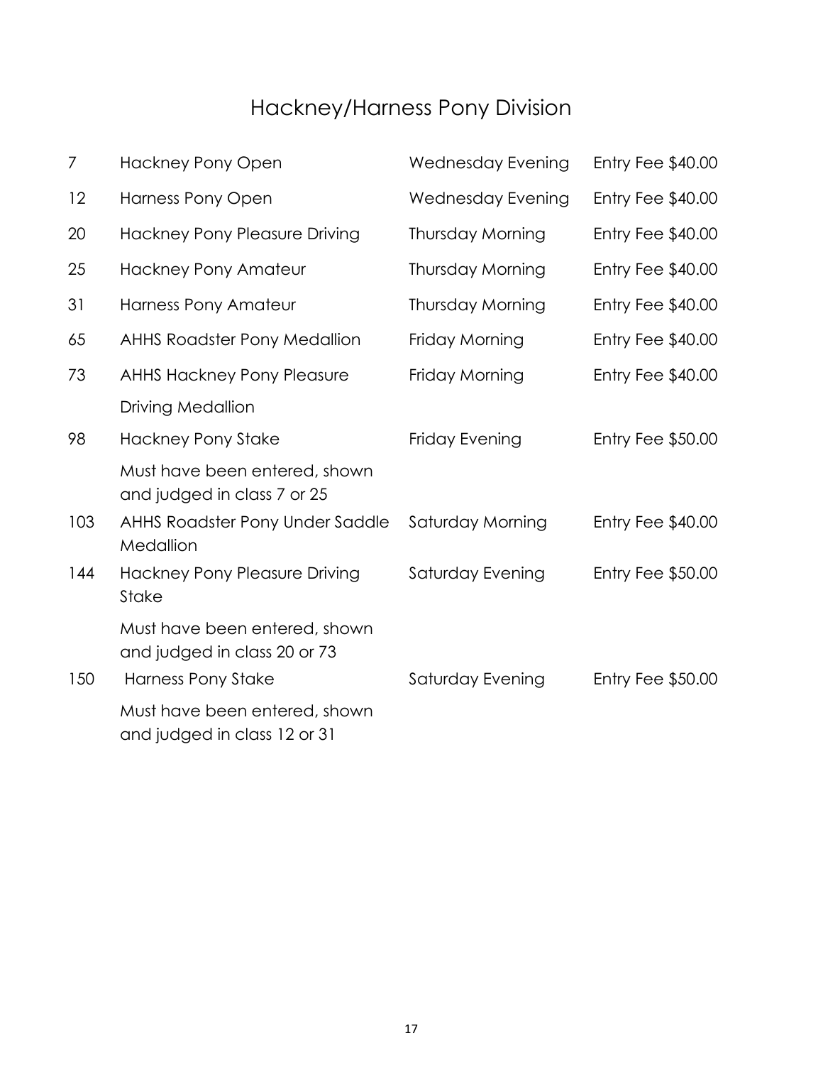# Hackney/Harness Pony Division

| | | | |
|---|---|---|---|
| 7 | Hackney Pony Open | Wednesday Evening | Entry Fee $40.00 |
| 12 | Harness Pony Open | Wednesday Evening | Entry Fee $40.00 |
| 20 | Hackney Pony Pleasure Driving | Thursday Morning | Entry Fee $40.00 |
| 25 | Hackney Pony Amateur | Thursday Morning | Entry Fee $40.00 |
| 31 | Harness Pony Amateur | Thursday Morning | Entry Fee $40.00 |
| 65 | AHHS Roadster Pony Medallion | Friday Morning | Entry Fee $40.00 |
| 73 | AHHS Hackney Pony Pleasure Driving Medallion | Friday Morning | Entry Fee $40.00 |
| 98 | Hackney Pony Stake<br>Must have been entered, shown and judged in class 7 or 25 | Friday Evening | Entry Fee $50.00 |
| 103 | AHHS Roadster Pony Under Saddle Medallion | Saturday Morning | Entry Fee $40.00 |
| 144 | Hackney Pony Pleasure Driving Stake<br>Must have been entered, shown and judged in class 20 or 73 | Saturday Evening | Entry Fee $50.00 |
| 150 | Harness Pony Stake<br>Must have been entered, shown and judged in class 12 or 31 | Saturday Evening | Entry Fee $50.00 |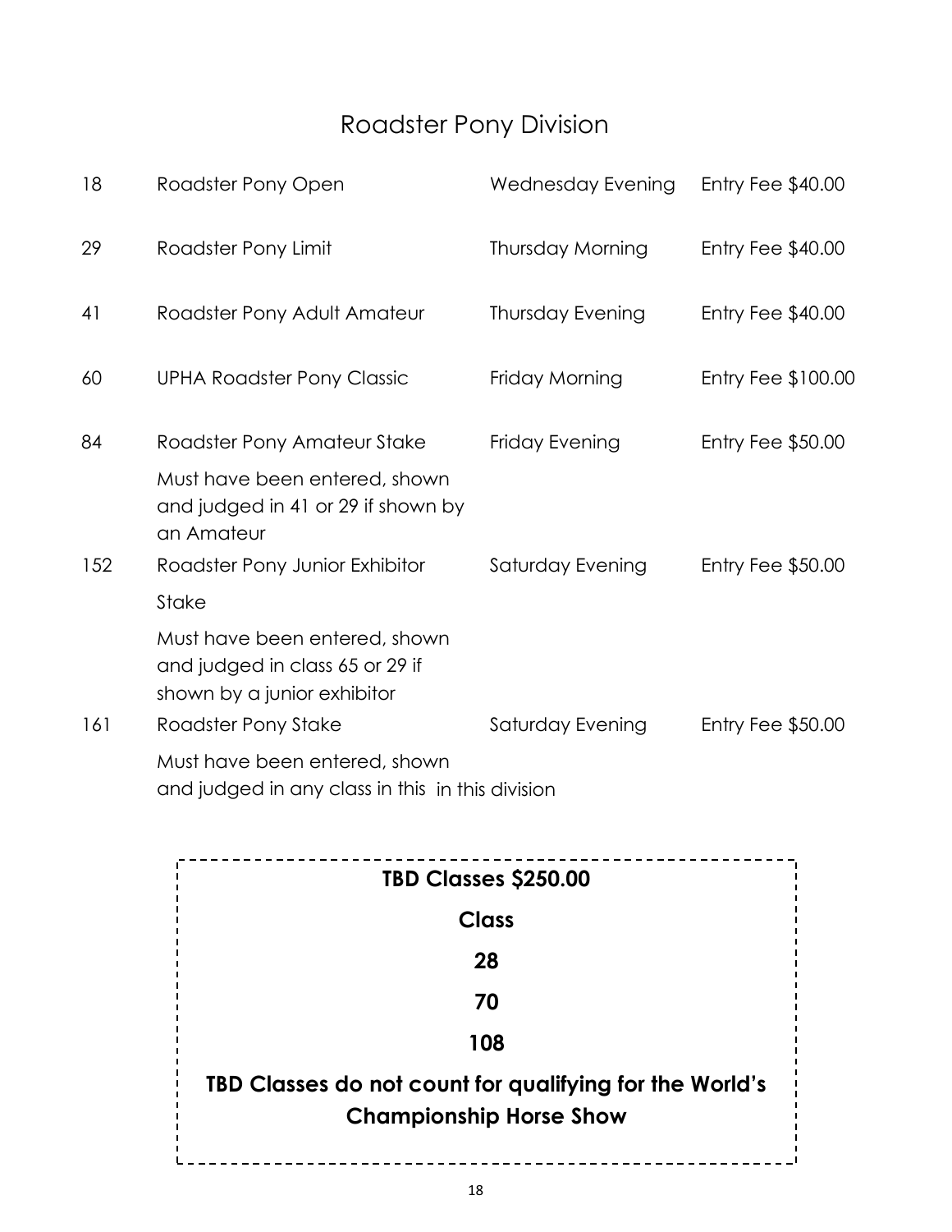# Roadster Pony Division

| | | | |
|---|---|---|---|
| 18 | Roadster Pony Open | Wednesday Evening | Entry Fee $40.00 |
| 29 | Roadster Pony Limit | Thursday Morning | Entry Fee $40.00 |
| 41 | Roadster Pony Adult Amateur | Thursday Evening | Entry Fee $40.00 |
| 60 | UPHA Roadster Pony Classic | Friday Morning | Entry Fee $100.00 |
| 84 | Roadster Pony Amateur Stake<br>Must have been entered, shown and judged in 41 or 29 if shown by an Amateur | Friday Evening | Entry Fee $50.00 |
| 152 | Roadster Pony Junior Exhibitor Stake<br>Must have been entered, shown and judged in class 65 or 29 if shown by a junior exhibitor | Saturday Evening | Entry Fee $50.00 |
| 161 | Roadster Pony Stake<br>Must have been entered, shown and judged in any class in this in this division | Saturday Evening | Entry Fee $50.00 |

**TBD Classes $250.00**

**Class**

**28**

**70**

**108**

**TBD Classes do not count for qualifying for the World's Championship Horse Show**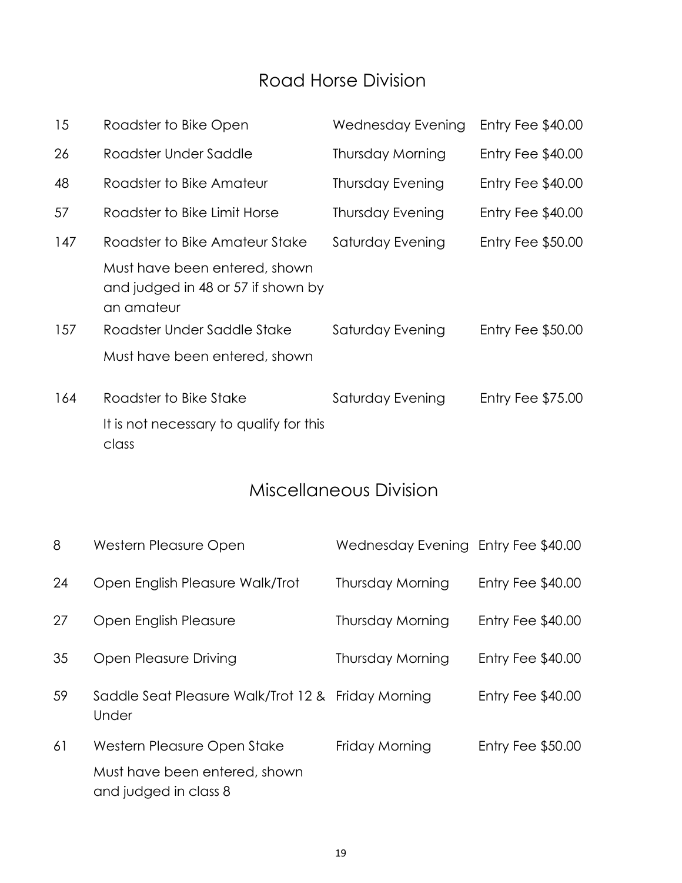## Road Horse Division

| | | | |
|---|---|---|---|
| 15 | Roadster to Bike Open | Wednesday Evening | Entry Fee $40.00 |
| 26 | Roadster Under Saddle | Thursday Morning | Entry Fee $40.00 |
| 48 | Roadster to Bike Amateur | Thursday Evening | Entry Fee $40.00 |
| 57 | Roadster to Bike Limit Horse | Thursday Evening | Entry Fee $40.00 |
| 147 | Roadster to Bike Amateur Stake<br>Must have been entered, shown and judged in 48 or 57 if shown by an amateur | Saturday Evening | Entry Fee $50.00 |
| 157 | Roadster Under Saddle Stake<br>Must have been entered, shown | Saturday Evening | Entry Fee $50.00 |
| 164 | Roadster to Bike Stake<br>It is not necessary to qualify for this class | Saturday Evening | Entry Fee $75.00 |

## Miscellaneous Division

| | | | |
|---|---|---|---|
| 8 | Western Pleasure Open | Wednesday Evening | Entry Fee $40.00 |
| 24 | Open English Pleasure Walk/Trot | Thursday Morning | Entry Fee $40.00 |
| 27 | Open English Pleasure | Thursday Morning | Entry Fee $40.00 |
| 35 | Open Pleasure Driving | Thursday Morning | Entry Fee $40.00 |
| 59 | Saddle Seat Pleasure Walk/Trot 12 & Under | Friday Morning | Entry Fee $40.00 |
| 61 | Western Pleasure Open Stake<br>Must have been entered, shown and judged in class 8 | Friday Morning | Entry Fee $50.00 |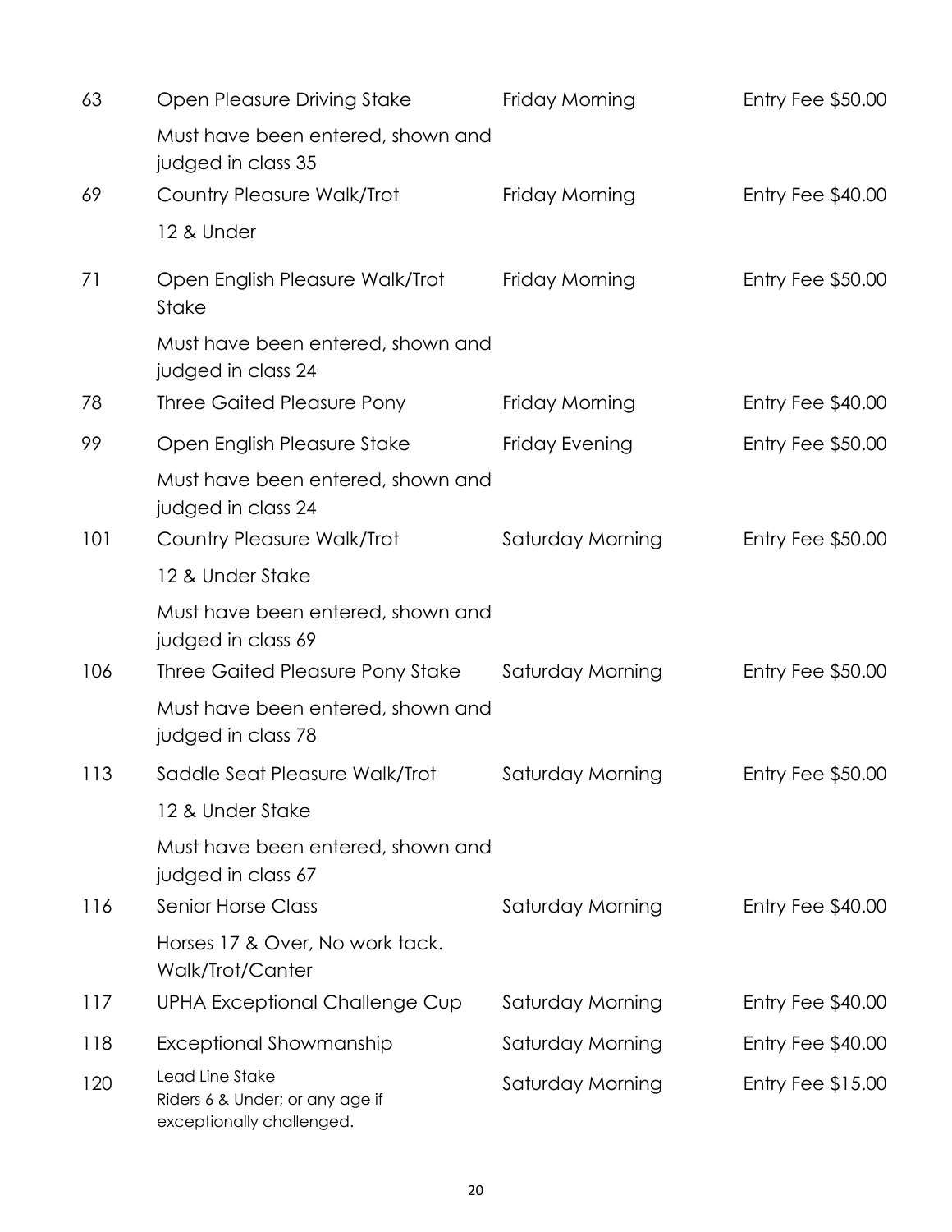| | | | |
|---|---|---|---|
| 63 | Open Pleasure Driving Stake | Friday Morning | Entry Fee $50.00 |
| | Must have been entered, shown and judged in class 35 | | |
| 69 | Country Pleasure Walk/Trot | Friday Morning | Entry Fee $40.00 |
| | 12 & Under | | |
| 71 | Open English Pleasure Walk/Trot Stake | Friday Morning | Entry Fee $50.00 |
| | Must have been entered, shown and judged in class 24 | | |
| 78 | Three Gaited Pleasure Pony | Friday Morning | Entry Fee $40.00 |
| 99 | Open English Pleasure Stake | Friday Evening | Entry Fee $50.00 |
| | Must have been entered, shown and judged in class 24 | | |
| 101 | Country Pleasure Walk/Trot | Saturday Morning | Entry Fee $50.00 |
| | 12 & Under Stake | | |
| | Must have been entered, shown and judged in class 69 | | |
| 106 | Three Gaited Pleasure Pony Stake | Saturday Morning | Entry Fee $50.00 |
| | Must have been entered, shown and judged in class 78 | | |
| 113 | Saddle Seat Pleasure Walk/Trot | Saturday Morning | Entry Fee $50.00 |
| | 12 & Under Stake | | |
| | Must have been entered, shown and judged in class 67 | | |
| 116 | Senior Horse Class | Saturday Morning | Entry Fee $40.00 |
| | Horses 17 & Over, No work tack. Walk/Trot/Canter | | |
| 117 | UPHA Exceptional Challenge Cup | Saturday Morning | Entry Fee $40.00 |
| 118 | Exceptional Showmanship | Saturday Morning | Entry Fee $40.00 |
| 120 | Lead Line Stake<br>Riders 6 & Under; or any age if exceptionally challenged. | Saturday Morning | Entry Fee $15.00 |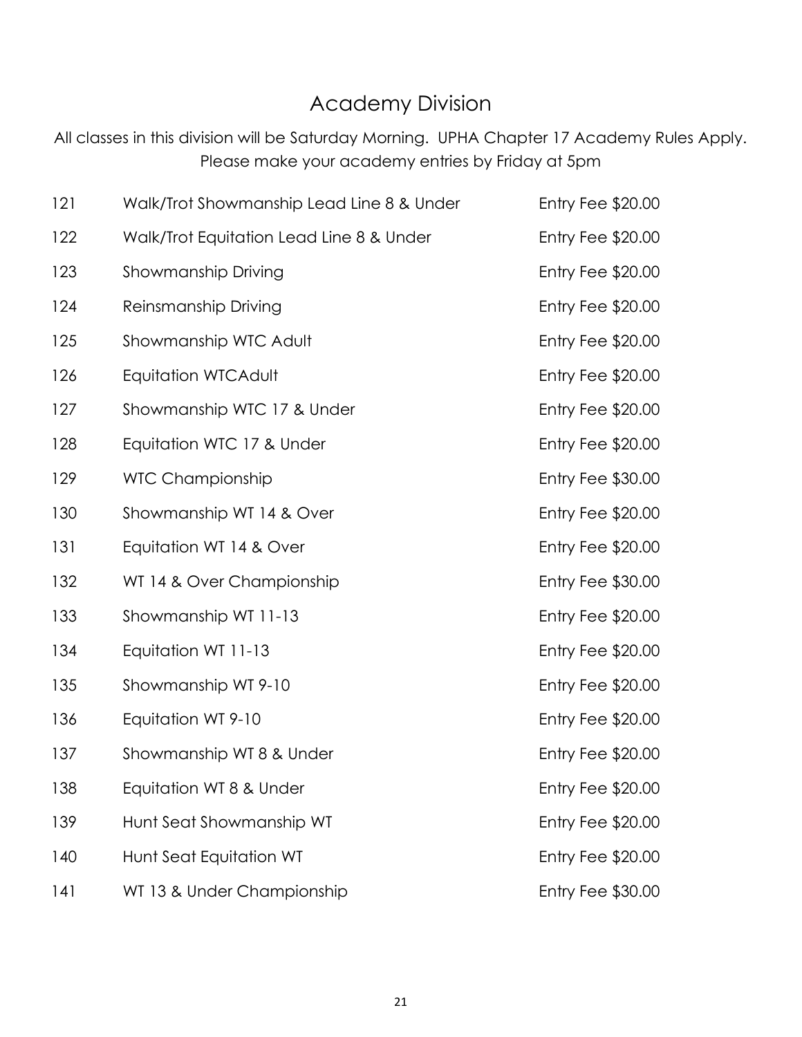# Academy Division

All classes in this division will be Saturday Morning. UPHA Chapter 17 Academy Rules Apply. Please make your academy entries by Friday at 5pm

| | | |
|---|---|---|
| 121 | Walk/Trot Showmanship Lead Line 8 & Under | Entry Fee $20.00 |
| 122 | Walk/Trot Equitation Lead Line 8 & Under | Entry Fee $20.00 |
| 123 | Showmanship Driving | Entry Fee $20.00 |
| 124 | Reinsmanship Driving | Entry Fee $20.00 |
| 125 | Showmanship WTC Adult | Entry Fee $20.00 |
| 126 | Equitation WTCAdult | Entry Fee $20.00 |
| 127 | Showmanship WTC 17 & Under | Entry Fee $20.00 |
| 128 | Equitation WTC 17 & Under | Entry Fee $20.00 |
| 129 | WTC Championship | Entry Fee $30.00 |
| 130 | Showmanship WT 14 & Over | Entry Fee $20.00 |
| 131 | Equitation WT 14 & Over | Entry Fee $20.00 |
| 132 | WT 14 & Over Championship | Entry Fee $30.00 |
| 133 | Showmanship WT 11-13 | Entry Fee $20.00 |
| 134 | Equitation WT 11-13 | Entry Fee $20.00 |
| 135 | Showmanship WT 9-10 | Entry Fee $20.00 |
| 136 | Equitation WT 9-10 | Entry Fee $20.00 |
| 137 | Showmanship WT 8 & Under | Entry Fee $20.00 |
| 138 | Equitation WT 8 & Under | Entry Fee $20.00 |
| 139 | Hunt Seat Showmanship WT | Entry Fee $20.00 |
| 140 | Hunt Seat Equitation WT | Entry Fee $20.00 |
| 141 | WT 13 & Under Championship | Entry Fee $30.00 |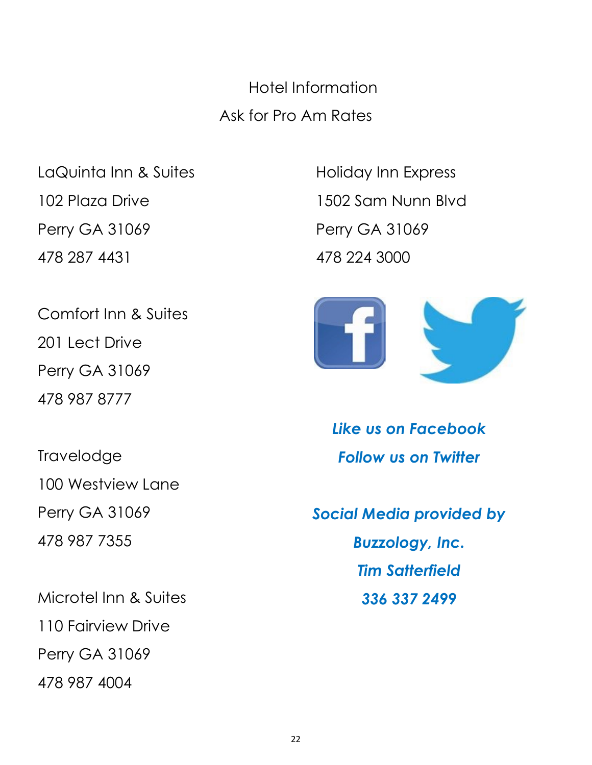# Hotel Information

## Ask for Pro Am Rates

LaQuinta Inn & Suites
102 Plaza Drive
Perry GA 31069
478 287 4431

Comfort Inn & Suites
201 Lect Drive
Perry GA 31069
478 987 8777

Travelodge
100 Westview Lane
Perry GA 31069
478 987 7355

Microtel Inn & Suites
110 Fairview Drive
Perry GA 31069
478 987 4004

Holiday Inn Express
1502 Sam Nunn Blvd
Perry GA 31069
478 224 3000

***Like us on Facebook***

***Follow us on Twitter***

***Social Media provided by***

***Buzzology, Inc.***

***Tim Satterfield***

***336 337 2499***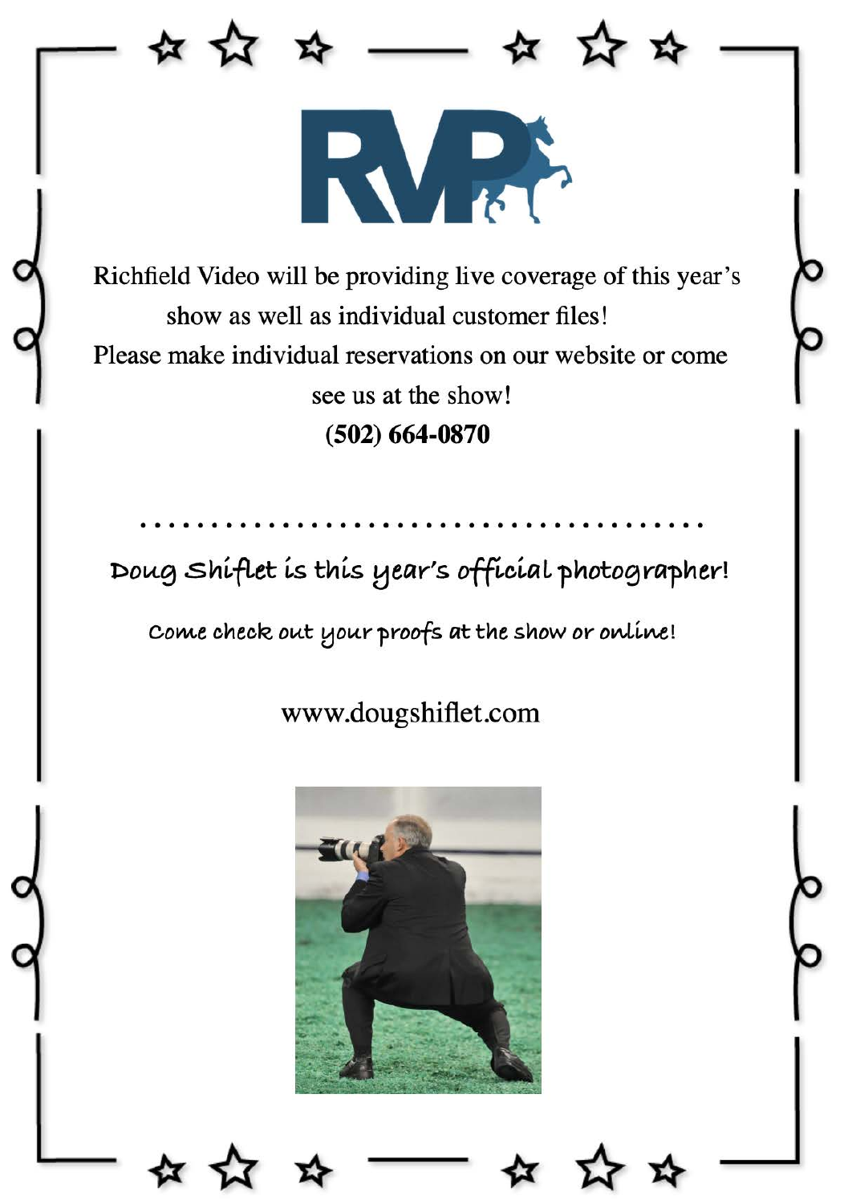RVP

Richfield Video will be providing live coverage of this year's show as well as individual customer files!

Please make individual reservations on our website or come see us at the show!

**(502) 664-0870**

---

Doug Shiflet is this year's official photographer!

Come check out your proofs at the show or online!

www.dougshiflet.com